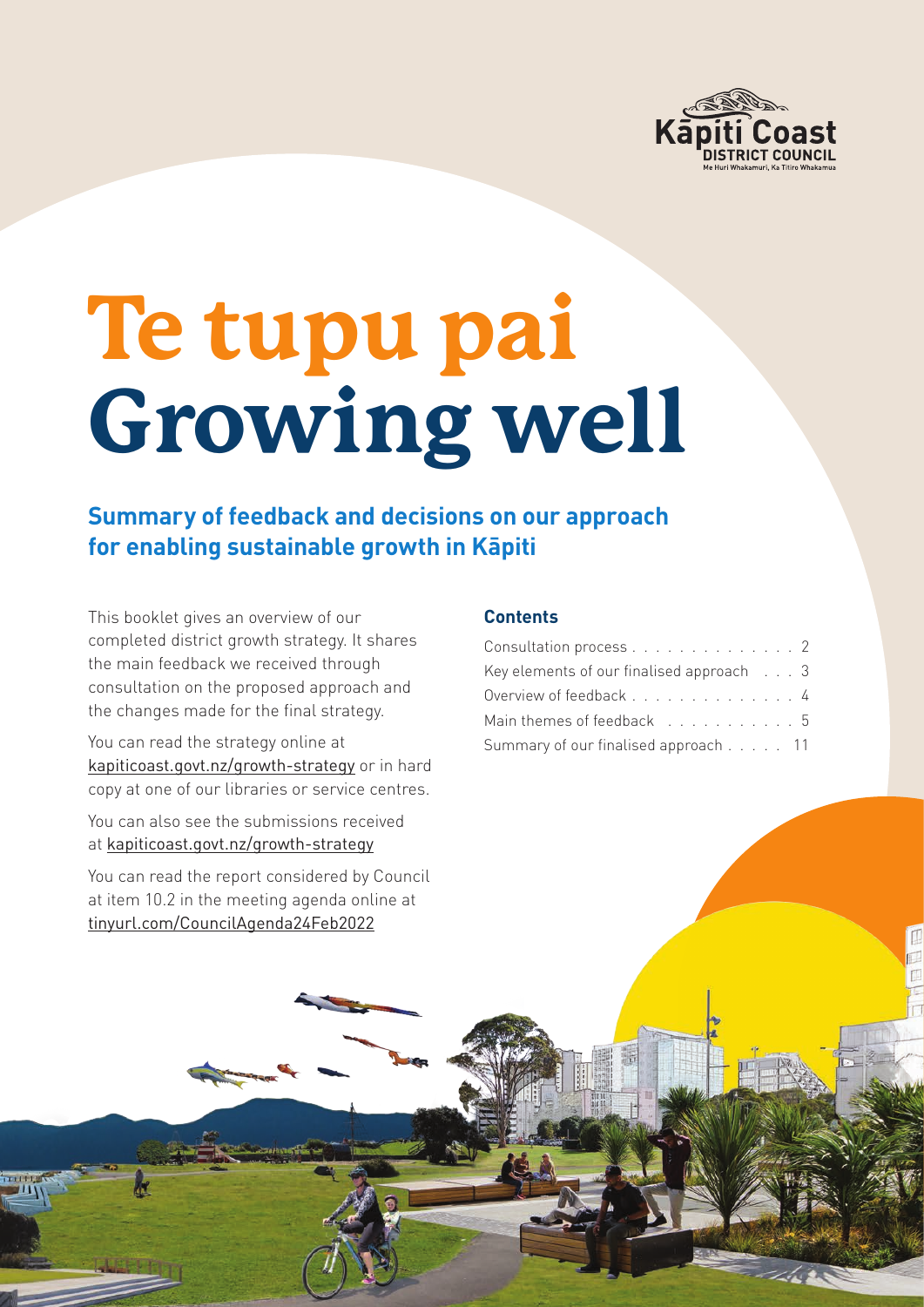Kāpiti Coast DISTRICT COUNCIL
Me Huri Whakamuri, Ka Titiro Whakamua

# Te tupu pai
# Growing well

## Summary of feedback and decisions on our approach for enabling sustainable growth in Kāpiti

This booklet gives an overview of our completed district growth strategy. It shares the main feedback we received through consultation on the proposed approach and the changes made for the final strategy.

You can read the strategy online at kapiticoast.govt.nz/growth-strategy or in hard copy at one of our libraries or service centres.

You can also see the submissions received at kapiticoast.govt.nz/growth-strategy

You can read the report considered by Council at item 10.2 in the meeting agenda online at tinyurl.com/CouncilAgenda24Feb2022

### Contents

| | |
|---|---|
| Consultation process | 2 |
| Key elements of our finalised approach | 3 |
| Overview of feedback | 4 |
| Main themes of feedback | 5 |
| Summary of our finalised approach | 11 |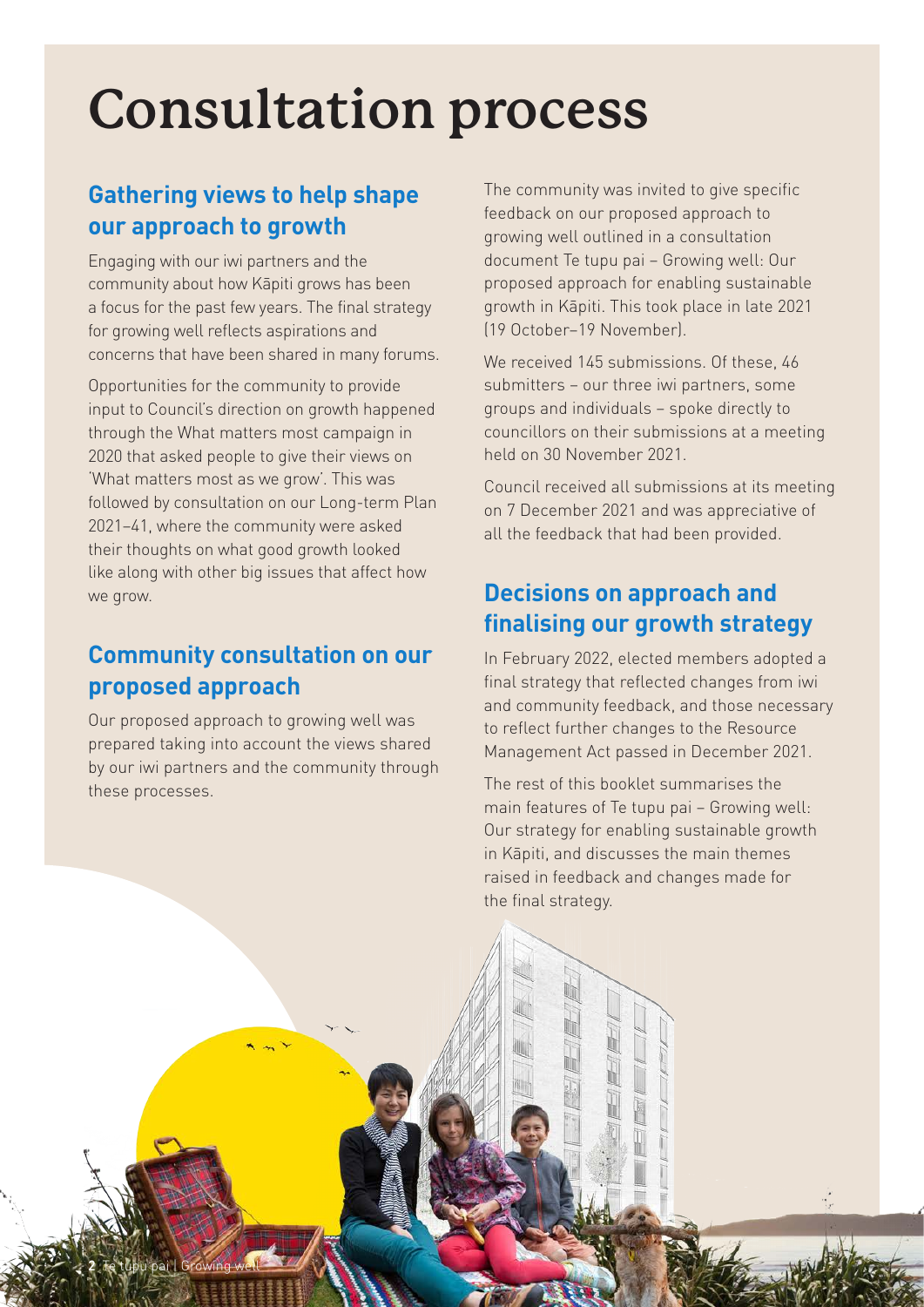# Consultation process

## Gathering views to help shape our approach to growth

Engaging with our iwi partners and the community about how Kāpiti grows has been a focus for the past few years. The final strategy for growing well reflects aspirations and concerns that have been shared in many forums.

Opportunities for the community to provide input to Council's direction on growth happened through the What matters most campaign in 2020 that asked people to give their views on 'What matters most as we grow'. This was followed by consultation on our Long-term Plan 2021–41, where the community were asked their thoughts on what good growth looked like along with other big issues that affect how we grow.

## Community consultation on our proposed approach

Our proposed approach to growing well was prepared taking into account the views shared by our iwi partners and the community through these processes.

The community was invited to give specific feedback on our proposed approach to growing well outlined in a consultation document Te tupu pai – Growing well: Our proposed approach for enabling sustainable growth in Kāpiti. This took place in late 2021 (19 October–19 November).

We received 145 submissions. Of these, 46 submitters – our three iwi partners, some groups and individuals – spoke directly to councillors on their submissions at a meeting held on 30 November 2021.

Council received all submissions at its meeting on 7 December 2021 and was appreciative of all the feedback that had been provided.

## Decisions on approach and finalising our growth strategy

In February 2022, elected members adopted a final strategy that reflected changes from iwi and community feedback, and those necessary to reflect further changes to the Resource Management Act passed in December 2021.

The rest of this booklet summarises the main features of Te tupu pai – Growing well: Our strategy for enabling sustainable growth in Kāpiti, and discusses the main themes raised in feedback and changes made for the final strategy.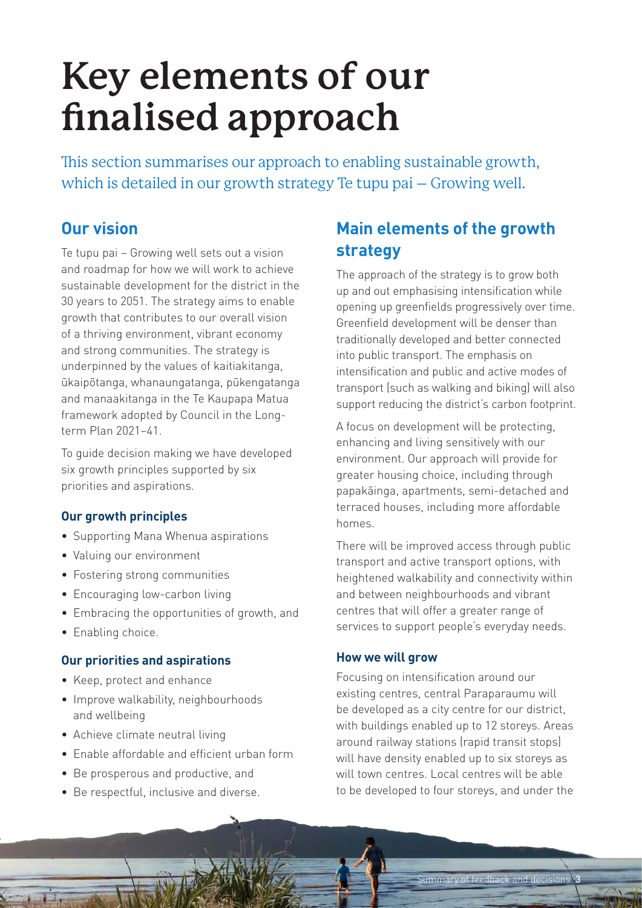# Key elements of our finalised approach

This section summarises our approach to enabling sustainable growth, which is detailed in our growth strategy Te tupu pai – Growing well.

## Our vision

Te tupu pai – Growing well sets out a vision and roadmap for how we will work to achieve sustainable development for the district in the 30 years to 2051. The strategy aims to enable growth that contributes to our overall vision of a thriving environment, vibrant economy and strong communities. The strategy is underpinned by the values of kaitiakitanga, ūkaipōtanga, whanaungatanga, pūkengatanga and manaakitanga in the Te Kaupapa Matua framework adopted by Council in the Long-term Plan 2021–41.

To guide decision making we have developed six growth principles supported by six priorities and aspirations.

### Our growth principles

- Supporting Mana Whenua aspirations
- Valuing our environment
- Fostering strong communities
- Encouraging low-carbon living
- Embracing the opportunities of growth, and
- Enabling choice.

### Our priorities and aspirations

- Keep, protect and enhance
- Improve walkability, neighbourhoods and wellbeing
- Achieve climate neutral living
- Enable affordable and efficient urban form
- Be prosperous and productive, and
- Be respectful, inclusive and diverse.

## Main elements of the growth strategy

The approach of the strategy is to grow both up and out emphasising intensification while opening up greenfields progressively over time. Greenfield development will be denser than traditionally developed and better connected into public transport. The emphasis on intensification and public and active modes of transport (such as walking and biking) will also support reducing the district's carbon footprint.

A focus on development will be protecting, enhancing and living sensitively with our environment. Our approach will provide for greater housing choice, including through papakāinga, apartments, semi-detached and terraced houses, including more affordable homes.

There will be improved access through public transport and active transport options, with heightened walkability and connectivity within and between neighbourhoods and vibrant centres that will offer a greater range of services to support people's everyday needs.

### How we will grow

Focusing on intensification around our existing centres, central Paraparaumu will be developed as a city centre for our district, with buildings enabled up to 12 storeys. Areas around railway stations (rapid transit stops) will have density enabled up to six storeys as will town centres. Local centres will be able to be developed to four storeys, and under the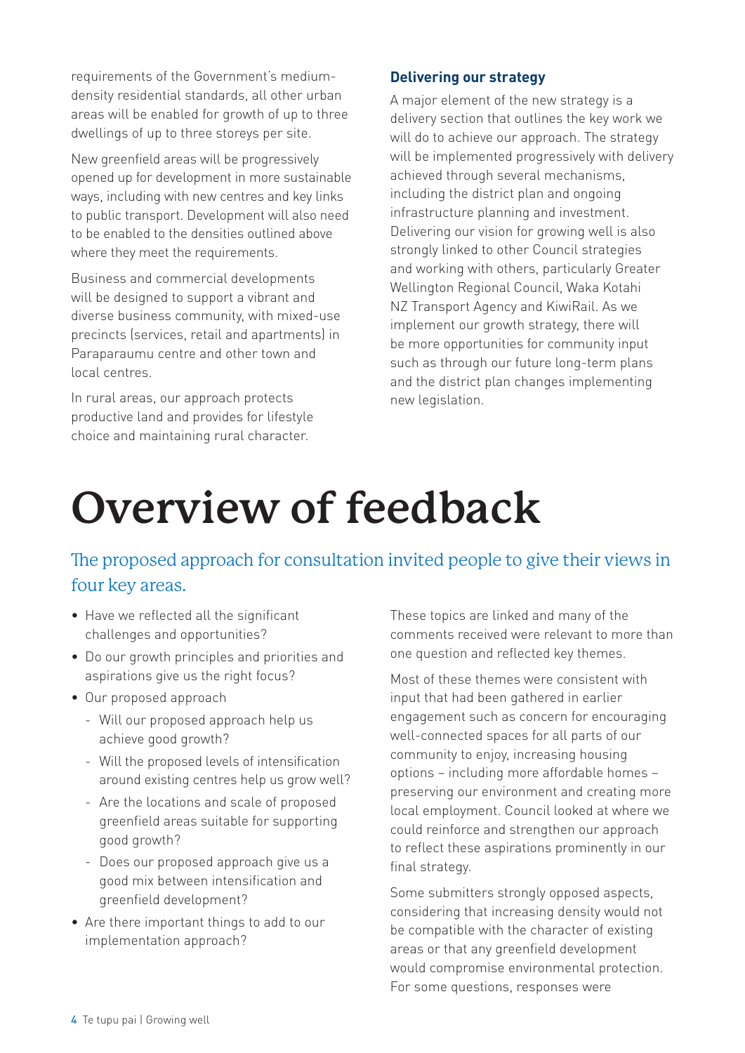requirements of the Government's medium-density residential standards, all other urban areas will be enabled for growth of up to three dwellings of up to three storeys per site.

New greenfield areas will be progressively opened up for development in more sustainable ways, including with new centres and key links to public transport. Development will also need to be enabled to the densities outlined above where they meet the requirements.

Business and commercial developments will be designed to support a vibrant and diverse business community, with mixed-use precincts (services, retail and apartments) in Paraparaumu centre and other town and local centres.

In rural areas, our approach protects productive land and provides for lifestyle choice and maintaining rural character.

### Delivering our strategy

A major element of the new strategy is a delivery section that outlines the key work we will do to achieve our approach. The strategy will be implemented progressively with delivery achieved through several mechanisms, including the district plan and ongoing infrastructure planning and investment. Delivering our vision for growing well is also strongly linked to other Council strategies and working with others, particularly Greater Wellington Regional Council, Waka Kotahi NZ Transport Agency and KiwiRail. As we implement our growth strategy, there will be more opportunities for community input such as through our future long-term plans and the district plan changes implementing new legislation.

# Overview of feedback

## The proposed approach for consultation invited people to give their views in four key areas.

- Have we reflected all the significant challenges and opportunities?
- Do our growth principles and priorities and aspirations give us the right focus?
- Our proposed approach
  - Will our proposed approach help us achieve good growth?
  - Will the proposed levels of intensification around existing centres help us grow well?
  - Are the locations and scale of proposed greenfield areas suitable for supporting good growth?
  - Does our proposed approach give us a good mix between intensification and greenfield development?
- Are there important things to add to our implementation approach?

These topics are linked and many of the comments received were relevant to more than one question and reflected key themes.

Most of these themes were consistent with input that had been gathered in earlier engagement such as concern for encouraging well-connected spaces for all parts of our community to enjoy, increasing housing options – including more affordable homes – preserving our environment and creating more local employment. Council looked at where we could reinforce and strengthen our approach to reflect these aspirations prominently in our final strategy.

Some submitters strongly opposed aspects, considering that increasing density would not be compatible with the character of existing areas or that any greenfield development would compromise environmental protection. For some questions, responses were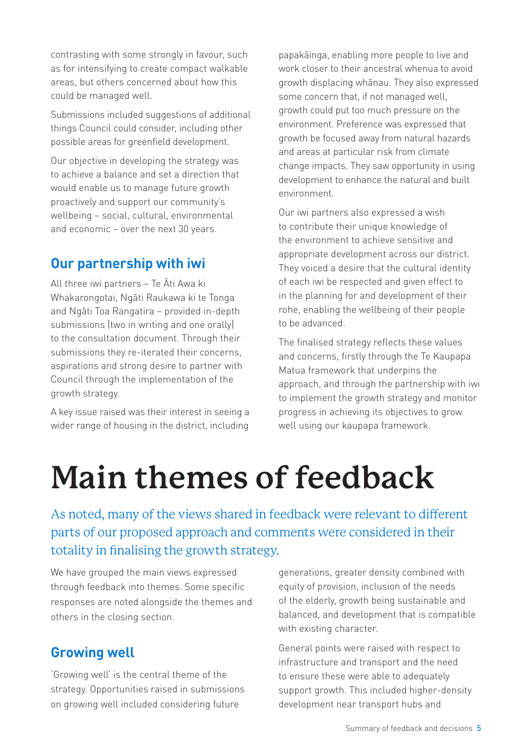contrasting with some strongly in favour, such as for intensifying to create compact walkable areas, but others concerned about how this could be managed well.

Submissions included suggestions of additional things Council could consider, including other possible areas for greenfield development.

Our objective in developing the strategy was to achieve a balance and set a direction that would enable us to manage future growth proactively and support our community's wellbeing – social, cultural, environmental and economic – over the next 30 years.

## Our partnership with iwi

All three iwi partners – Te Āti Awa ki Whakarongotai, Ngāti Raukawa ki te Tonga and Ngāti Toa Rangatira – provided in-depth submissions (two in writing and one orally) to the consultation document. Through their submissions they re-iterated their concerns, aspirations and strong desire to partner with Council through the implementation of the growth strategy.

A key issue raised was their interest in seeing a wider range of housing in the district, including papakāinga, enabling more people to live and work closer to their ancestral whenua to avoid growth displacing whānau. They also expressed some concern that, if not managed well, growth could put too much pressure on the environment. Preference was expressed that growth be focused away from natural hazards and areas at particular risk from climate change impacts. They saw opportunity in using development to enhance the natural and built environment.

Our iwi partners also expressed a wish to contribute their unique knowledge of the environment to achieve sensitive and appropriate development across our district. They voiced a desire that the cultural identity of each iwi be respected and given effect to in the planning for and development of their rohe, enabling the wellbeing of their people to be advanced.

The finalised strategy reflects these values and concerns, firstly through the Te Kaupapa Matua framework that underpins the approach, and through the partnership with iwi to implement the growth strategy and monitor progress in achieving its objectives to grow well using our kaupapa framework.

# Main themes of feedback

As noted, many of the views shared in feedback were relevant to different parts of our proposed approach and comments were considered in their totality in finalising the growth strategy.

We have grouped the main views expressed through feedback into themes. Some specific responses are noted alongside the themes and others in the closing section.

## Growing well

'Growing well' is the central theme of the strategy. Opportunities raised in submissions on growing well included considering future generations, greater density combined with equity of provision, inclusion of the needs of the elderly, growth being sustainable and balanced, and development that is compatible with existing character.

General points were raised with respect to infrastructure and transport and the need to ensure these were able to adequately support growth. This included higher-density development near transport hubs and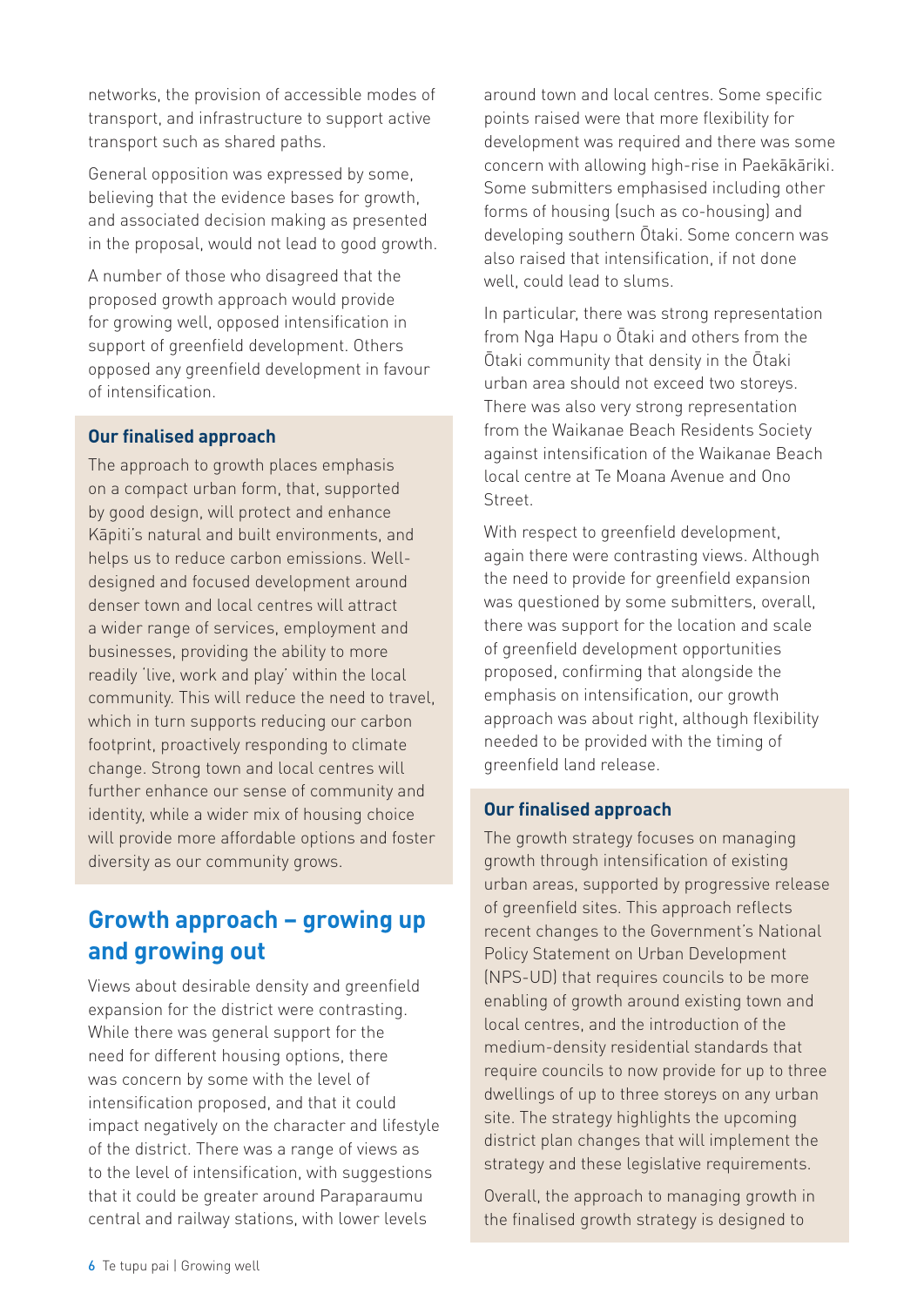networks, the provision of accessible modes of transport, and infrastructure to support active transport such as shared paths.

General opposition was expressed by some, believing that the evidence bases for growth, and associated decision making as presented in the proposal, would not lead to good growth.

A number of those who disagreed that the proposed growth approach would provide for growing well, opposed intensification in support of greenfield development. Others opposed any greenfield development in favour of intensification.

### Our finalised approach

The approach to growth places emphasis on a compact urban form, that, supported by good design, will protect and enhance Kāpiti's natural and built environments, and helps us to reduce carbon emissions. Well-designed and focused development around denser town and local centres will attract a wider range of services, employment and businesses, providing the ability to more readily 'live, work and play' within the local community. This will reduce the need to travel, which in turn supports reducing our carbon footprint, proactively responding to climate change. Strong town and local centres will further enhance our sense of community and identity, while a wider mix of housing choice will provide more affordable options and foster diversity as our community grows.

## Growth approach – growing up and growing out

Views about desirable density and greenfield expansion for the district were contrasting. While there was general support for the need for different housing options, there was concern by some with the level of intensification proposed, and that it could impact negatively on the character and lifestyle of the district. There was a range of views as to the level of intensification, with suggestions that it could be greater around Paraparaumu central and railway stations, with lower levels around town and local centres. Some specific points raised were that more flexibility for development was required and there was some concern with allowing high-rise in Paekākāriki. Some submitters emphasised including other forms of housing (such as co-housing) and developing southern Ōtaki. Some concern was also raised that intensification, if not done well, could lead to slums.

In particular, there was strong representation from Nga Hapu o Ōtaki and others from the Ōtaki community that density in the Ōtaki urban area should not exceed two storeys. There was also very strong representation from the Waikanae Beach Residents Society against intensification of the Waikanae Beach local centre at Te Moana Avenue and Ono Street.

With respect to greenfield development, again there were contrasting views. Although the need to provide for greenfield expansion was questioned by some submitters, overall, there was support for the location and scale of greenfield development opportunities proposed, confirming that alongside the emphasis on intensification, our growth approach was about right, although flexibility needed to be provided with the timing of greenfield land release.

### Our finalised approach

The growth strategy focuses on managing growth through intensification of existing urban areas, supported by progressive release of greenfield sites. This approach reflects recent changes to the Government's National Policy Statement on Urban Development (NPS-UD) that requires councils to be more enabling of growth around existing town and local centres, and the introduction of the medium-density residential standards that require councils to now provide for up to three dwellings of up to three storeys on any urban site. The strategy highlights the upcoming district plan changes that will implement the strategy and these legislative requirements.

Overall, the approach to managing growth in the finalised growth strategy is designed to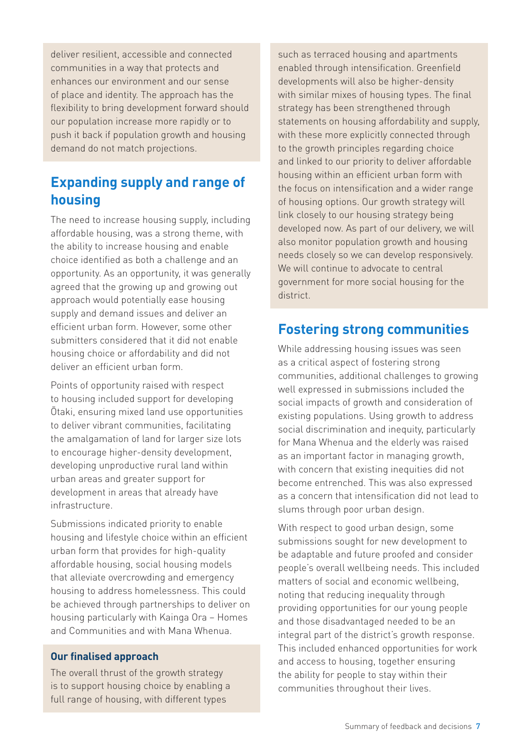deliver resilient, accessible and connected communities in a way that protects and enhances our environment and our sense of place and identity. The approach has the flexibility to bring development forward should our population increase more rapidly or to push it back if population growth and housing demand do not match projections.

## Expanding supply and range of housing

The need to increase housing supply, including affordable housing, was a strong theme, with the ability to increase housing and enable choice identified as both a challenge and an opportunity. As an opportunity, it was generally agreed that the growing up and growing out approach would potentially ease housing supply and demand issues and deliver an efficient urban form. However, some other submitters considered that it did not enable housing choice or affordability and did not deliver an efficient urban form.

Points of opportunity raised with respect to housing included support for developing Ōtaki, ensuring mixed land use opportunities to deliver vibrant communities, facilitating the amalgamation of land for larger size lots to encourage higher-density development, developing unproductive rural land within urban areas and greater support for development in areas that already have infrastructure.

Submissions indicated priority to enable housing and lifestyle choice within an efficient urban form that provides for high-quality affordable housing, social housing models that alleviate overcrowding and emergency housing to address homelessness. This could be achieved through partnerships to deliver on housing particularly with Kainga Ora – Homes and Communities and with Mana Whenua.

### Our finalised approach

The overall thrust of the growth strategy is to support housing choice by enabling a full range of housing, with different types such as terraced housing and apartments enabled through intensification. Greenfield developments will also be higher-density with similar mixes of housing types. The final strategy has been strengthened through statements on housing affordability and supply, with these more explicitly connected through to the growth principles regarding choice and linked to our priority to deliver affordable housing within an efficient urban form with the focus on intensification and a wider range of housing options. Our growth strategy will link closely to our housing strategy being developed now. As part of our delivery, we will also monitor population growth and housing needs closely so we can develop responsively. We will continue to advocate to central government for more social housing for the district.

## Fostering strong communities

While addressing housing issues was seen as a critical aspect of fostering strong communities, additional challenges to growing well expressed in submissions included the social impacts of growth and consideration of existing populations. Using growth to address social discrimination and inequity, particularly for Mana Whenua and the elderly was raised as an important factor in managing growth, with concern that existing inequities did not become entrenched. This was also expressed as a concern that intensification did not lead to slums through poor urban design.

With respect to good urban design, some submissions sought for new development to be adaptable and future proofed and consider people's overall wellbeing needs. This included matters of social and economic wellbeing, noting that reducing inequality through providing opportunities for our young people and those disadvantaged needed to be an integral part of the district's growth response. This included enhanced opportunities for work and access to housing, together ensuring the ability for people to stay within their communities throughout their lives.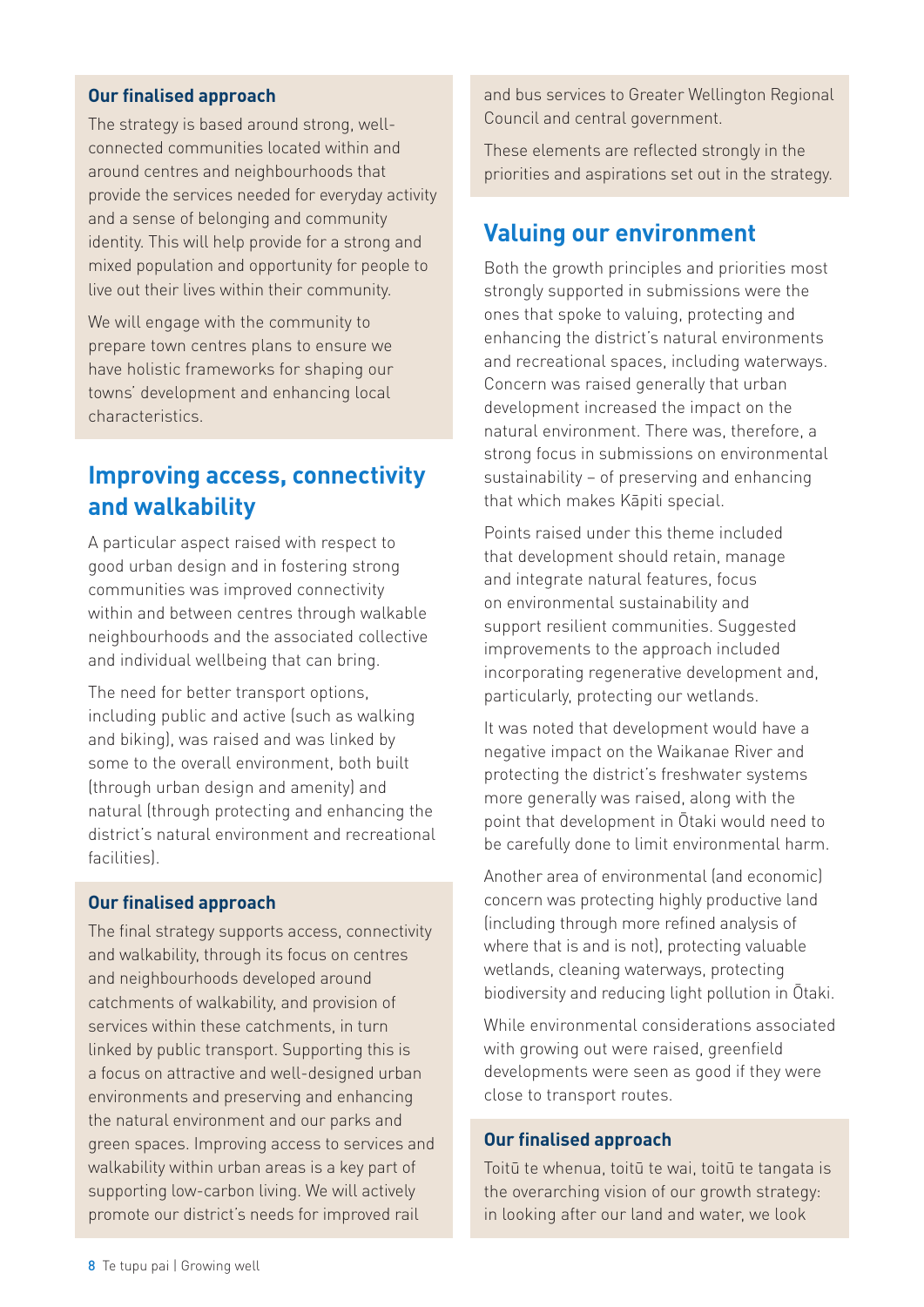### Our finalised approach

The strategy is based around strong, well-connected communities located within and around centres and neighbourhoods that provide the services needed for everyday activity and a sense of belonging and community identity. This will help provide for a strong and mixed population and opportunity for people to live out their lives within their community.

We will engage with the community to prepare town centres plans to ensure we have holistic frameworks for shaping our towns' development and enhancing local characteristics.

## Improving access, connectivity and walkability

A particular aspect raised with respect to good urban design and in fostering strong communities was improved connectivity within and between centres through walkable neighbourhoods and the associated collective and individual wellbeing that can bring.

The need for better transport options, including public and active (such as walking and biking), was raised and was linked by some to the overall environment, both built (through urban design and amenity) and natural (through protecting and enhancing the district's natural environment and recreational facilities).

### Our finalised approach

The final strategy supports access, connectivity and walkability, through its focus on centres and neighbourhoods developed around catchments of walkability, and provision of services within these catchments, in turn linked by public transport. Supporting this is a focus on attractive and well-designed urban environments and preserving and enhancing the natural environment and our parks and green spaces. Improving access to services and walkability within urban areas is a key part of supporting low-carbon living. We will actively promote our district's needs for improved rail and bus services to Greater Wellington Regional Council and central government.

These elements are reflected strongly in the priorities and aspirations set out in the strategy.

## Valuing our environment

Both the growth principles and priorities most strongly supported in submissions were the ones that spoke to valuing, protecting and enhancing the district's natural environments and recreational spaces, including waterways. Concern was raised generally that urban development increased the impact on the natural environment. There was, therefore, a strong focus in submissions on environmental sustainability – of preserving and enhancing that which makes Kāpiti special.

Points raised under this theme included that development should retain, manage and integrate natural features, focus on environmental sustainability and support resilient communities. Suggested improvements to the approach included incorporating regenerative development and, particularly, protecting our wetlands.

It was noted that development would have a negative impact on the Waikanae River and protecting the district's freshwater systems more generally was raised, along with the point that development in Ōtaki would need to be carefully done to limit environmental harm.

Another area of environmental (and economic) concern was protecting highly productive land (including through more refined analysis of where that is and is not), protecting valuable wetlands, cleaning waterways, protecting biodiversity and reducing light pollution in Ōtaki.

While environmental considerations associated with growing out were raised, greenfield developments were seen as good if they were close to transport routes.

### Our finalised approach

Toitū te whenua, toitū te wai, toitū te tangata is the overarching vision of our growth strategy: in looking after our land and water, we look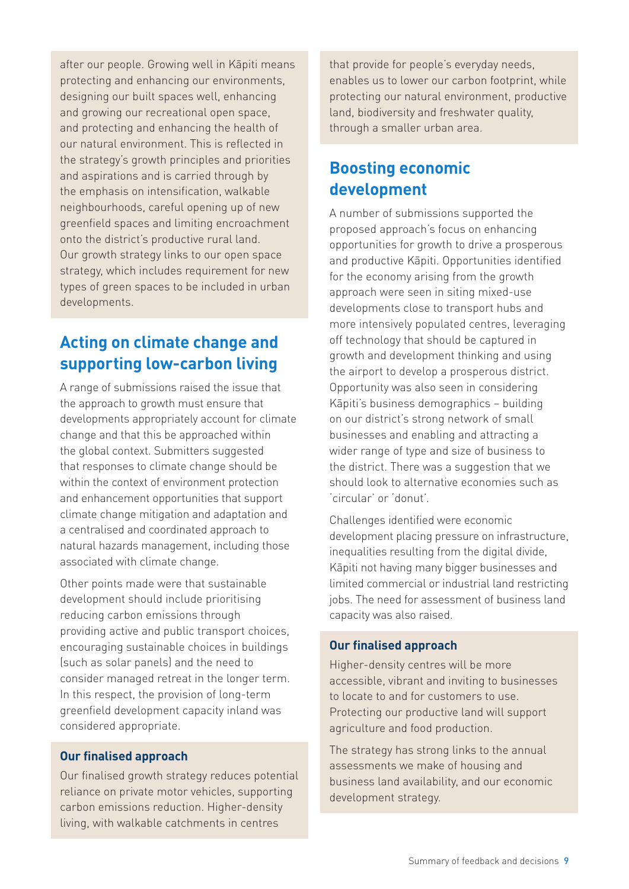after our people. Growing well in Kāpiti means protecting and enhancing our environments, designing our built spaces well, enhancing and growing our recreational open space, and protecting and enhancing the health of our natural environment. This is reflected in the strategy's growth principles and priorities and aspirations and is carried through by the emphasis on intensification, walkable neighbourhoods, careful opening up of new greenfield spaces and limiting encroachment onto the district's productive rural land. Our growth strategy links to our open space strategy, which includes requirement for new types of green spaces to be included in urban developments.

## Acting on climate change and supporting low-carbon living

A range of submissions raised the issue that the approach to growth must ensure that developments appropriately account for climate change and that this be approached within the global context. Submitters suggested that responses to climate change should be within the context of environment protection and enhancement opportunities that support climate change mitigation and adaptation and a centralised and coordinated approach to natural hazards management, including those associated with climate change.

Other points made were that sustainable development should include prioritising reducing carbon emissions through providing active and public transport choices, encouraging sustainable choices in buildings (such as solar panels) and the need to consider managed retreat in the longer term. In this respect, the provision of long-term greenfield development capacity inland was considered appropriate.

### Our finalised approach

Our finalised growth strategy reduces potential reliance on private motor vehicles, supporting carbon emissions reduction. Higher-density living, with walkable catchments in centres that provide for people's everyday needs, enables us to lower our carbon footprint, while protecting our natural environment, productive land, biodiversity and freshwater quality, through a smaller urban area.

## Boosting economic development

A number of submissions supported the proposed approach's focus on enhancing opportunities for growth to drive a prosperous and productive Kāpiti. Opportunities identified for the economy arising from the growth approach were seen in siting mixed-use developments close to transport hubs and more intensively populated centres, leveraging off technology that should be captured in growth and development thinking and using the airport to develop a prosperous district. Opportunity was also seen in considering Kāpiti's business demographics – building on our district's strong network of small businesses and enabling and attracting a wider range of type and size of business to the district. There was a suggestion that we should look to alternative economies such as 'circular' or 'donut'.

Challenges identified were economic development placing pressure on infrastructure, inequalities resulting from the digital divide, Kāpiti not having many bigger businesses and limited commercial or industrial land restricting jobs. The need for assessment of business land capacity was also raised.

### Our finalised approach

Higher-density centres will be more accessible, vibrant and inviting to businesses to locate to and for customers to use. Protecting our productive land will support agriculture and food production.

The strategy has strong links to the annual assessments we make of housing and business land availability, and our economic development strategy.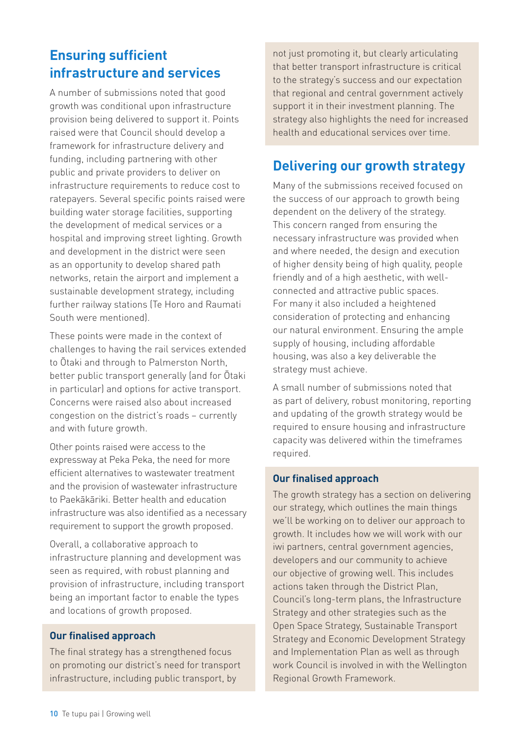## Ensuring sufficient infrastructure and services

A number of submissions noted that good growth was conditional upon infrastructure provision being delivered to support it. Points raised were that Council should develop a framework for infrastructure delivery and funding, including partnering with other public and private providers to deliver on infrastructure requirements to reduce cost to ratepayers. Several specific points raised were building water storage facilities, supporting the development of medical services or a hospital and improving street lighting. Growth and development in the district were seen as an opportunity to develop shared path networks, retain the airport and implement a sustainable development strategy, including further railway stations (Te Horo and Raumati South were mentioned).

These points were made in the context of challenges to having the rail services extended to Ōtaki and through to Palmerston North, better public transport generally (and for Ōtaki in particular) and options for active transport. Concerns were raised also about increased congestion on the district's roads – currently and with future growth.

Other points raised were access to the expressway at Peka Peka, the need for more efficient alternatives to wastewater treatment and the provision of wastewater infrastructure to Paekākāriki. Better health and education infrastructure was also identified as a necessary requirement to support the growth proposed.

Overall, a collaborative approach to infrastructure planning and development was seen as required, with robust planning and provision of infrastructure, including transport being an important factor to enable the types and locations of growth proposed.

### Our finalised approach

The final strategy has a strengthened focus on promoting our district's need for transport infrastructure, including public transport, by not just promoting it, but clearly articulating that better transport infrastructure is critical to the strategy's success and our expectation that regional and central government actively support it in their investment planning. The strategy also highlights the need for increased health and educational services over time.

## Delivering our growth strategy

Many of the submissions received focused on the success of our approach to growth being dependent on the delivery of the strategy. This concern ranged from ensuring the necessary infrastructure was provided when and where needed, the design and execution of higher density being of high quality, people friendly and of a high aesthetic, with well-connected and attractive public spaces. For many it also included a heightened consideration of protecting and enhancing our natural environment. Ensuring the ample supply of housing, including affordable housing, was also a key deliverable the strategy must achieve.

A small number of submissions noted that as part of delivery, robust monitoring, reporting and updating of the growth strategy would be required to ensure housing and infrastructure capacity was delivered within the timeframes required.

### Our finalised approach

The growth strategy has a section on delivering our strategy, which outlines the main things we'll be working on to deliver our approach to growth. It includes how we will work with our iwi partners, central government agencies, developers and our community to achieve our objective of growing well. This includes actions taken through the District Plan, Council's long-term plans, the Infrastructure Strategy and other strategies such as the Open Space Strategy, Sustainable Transport Strategy and Economic Development Strategy and Implementation Plan as well as through work Council is involved in with the Wellington Regional Growth Framework.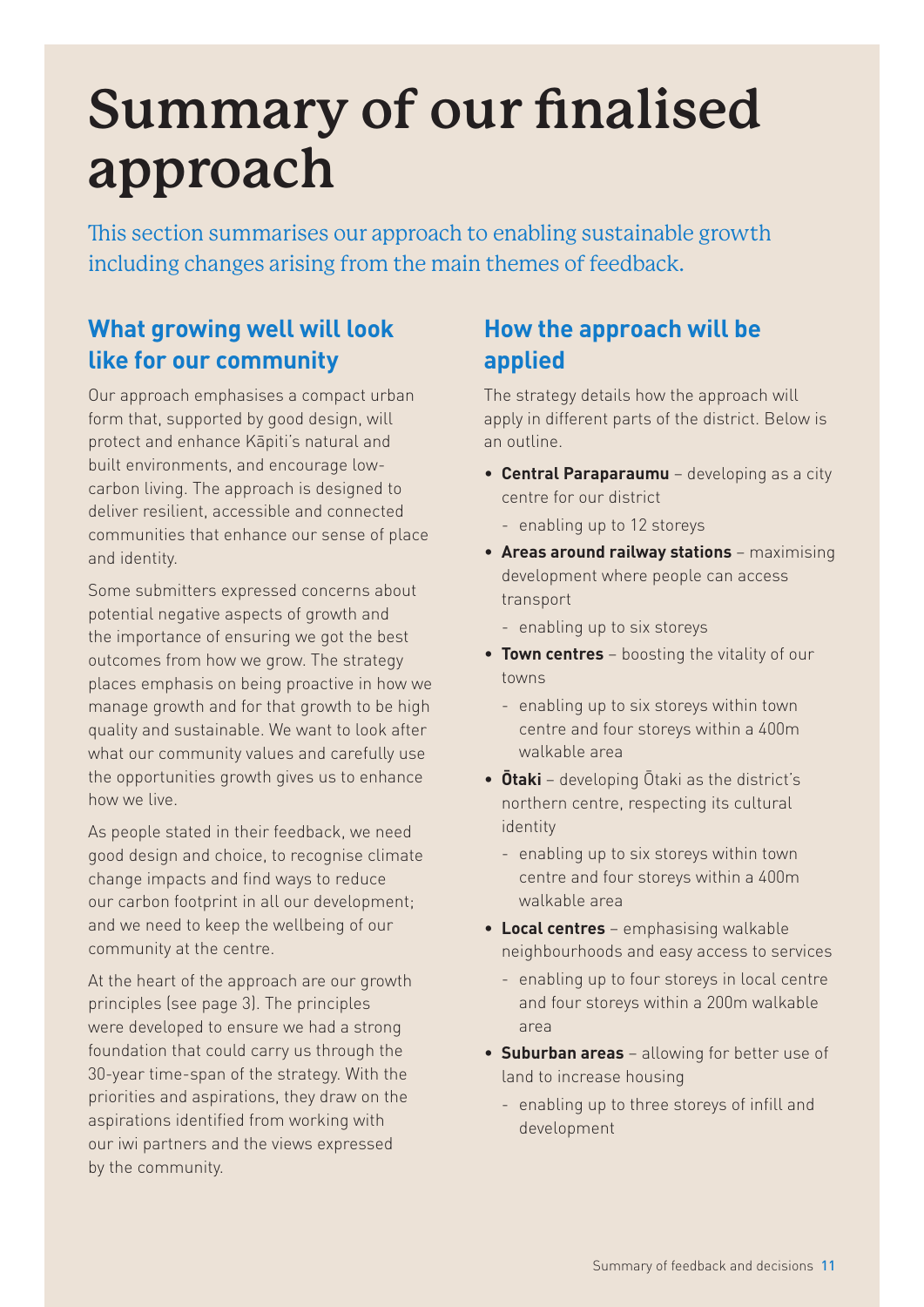# Summary of our finalised approach

This section summarises our approach to enabling sustainable growth including changes arising from the main themes of feedback.

## What growing well will look like for our community

Our approach emphasises a compact urban form that, supported by good design, will protect and enhance Kāpiti's natural and built environments, and encourage low-carbon living. The approach is designed to deliver resilient, accessible and connected communities that enhance our sense of place and identity.

Some submitters expressed concerns about potential negative aspects of growth and the importance of ensuring we got the best outcomes from how we grow. The strategy places emphasis on being proactive in how we manage growth and for that growth to be high quality and sustainable. We want to look after what our community values and carefully use the opportunities growth gives us to enhance how we live.

As people stated in their feedback, we need good design and choice, to recognise climate change impacts and find ways to reduce our carbon footprint in all our development; and we need to keep the wellbeing of our community at the centre.

At the heart of the approach are our growth principles (see page 3). The principles were developed to ensure we had a strong foundation that could carry us through the 30-year time-span of the strategy. With the priorities and aspirations, they draw on the aspirations identified from working with our iwi partners and the views expressed by the community.

## How the approach will be applied

The strategy details how the approach will apply in different parts of the district. Below is an outline.

- **Central Paraparaumu** – developing as a city centre for our district
  - enabling up to 12 storeys
- **Areas around railway stations** – maximising development where people can access transport
  - enabling up to six storeys
- **Town centres** – boosting the vitality of our towns
  - enabling up to six storeys within town centre and four storeys within a 400m walkable area
- **Ōtaki** – developing Ōtaki as the district's northern centre, respecting its cultural identity
  - enabling up to six storeys within town centre and four storeys within a 400m walkable area
- **Local centres** – emphasising walkable neighbourhoods and easy access to services
  - enabling up to four storeys in local centre and four storeys within a 200m walkable area
- **Suburban areas** – allowing for better use of land to increase housing
  - enabling up to three storeys of infill and development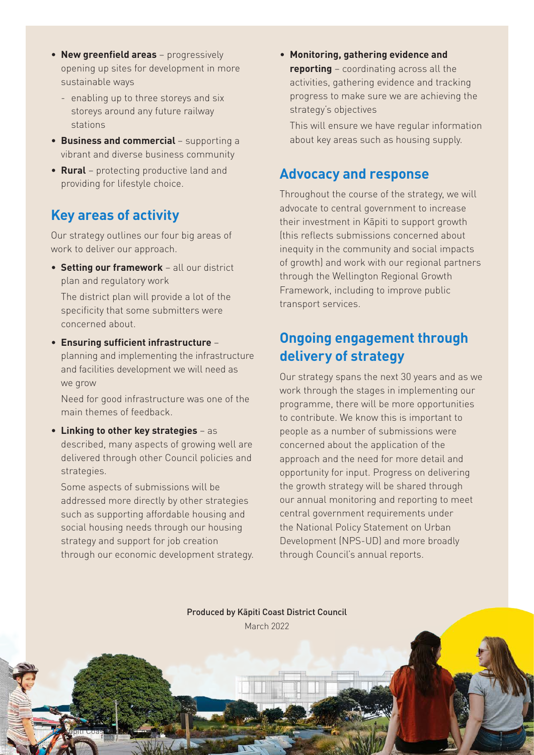- **New greenfield areas** – progressively opening up sites for development in more sustainable ways
  - enabling up to three storeys and six storeys around any future railway stations
- **Business and commercial** – supporting a vibrant and diverse business community
- **Rural** – protecting productive land and providing for lifestyle choice.

## Key areas of activity

Our strategy outlines our four big areas of work to deliver our approach.

- **Setting our framework** – all our district plan and regulatory work

  The district plan will provide a lot of the specificity that some submitters were concerned about.

- **Ensuring sufficient infrastructure** – planning and implementing the infrastructure and facilities development we will need as we grow

  Need for good infrastructure was one of the main themes of feedback.

- **Linking to other key strategies** – as described, many aspects of growing well are delivered through other Council policies and strategies.

  Some aspects of submissions will be addressed more directly by other strategies such as supporting affordable housing and social housing needs through our housing strategy and support for job creation through our economic development strategy.

- **Monitoring, gathering evidence and reporting** – coordinating across all the activities, gathering evidence and tracking progress to make sure we are achieving the strategy's objectives

  This will ensure we have regular information about key areas such as housing supply.

## Advocacy and response

Throughout the course of the strategy, we will advocate to central government to increase their investment in Kāpiti to support growth (this reflects submissions concerned about inequity in the community and social impacts of growth) and work with our regional partners through the Wellington Regional Growth Framework, including to improve public transport services.

## Ongoing engagement through delivery of strategy

Our strategy spans the next 30 years and as we work through the stages in implementing our programme, there will be more opportunities to contribute. We know this is important to people as a number of submissions were concerned about the application of the approach and the need for more detail and opportunity for input. Progress on delivering the growth strategy will be shared through our annual monitoring and reporting to meet central government requirements under the National Policy Statement on Urban Development (NPS-UD) and more broadly through Council's annual reports.

Produced by Kāpiti Coast District Council
March 2022